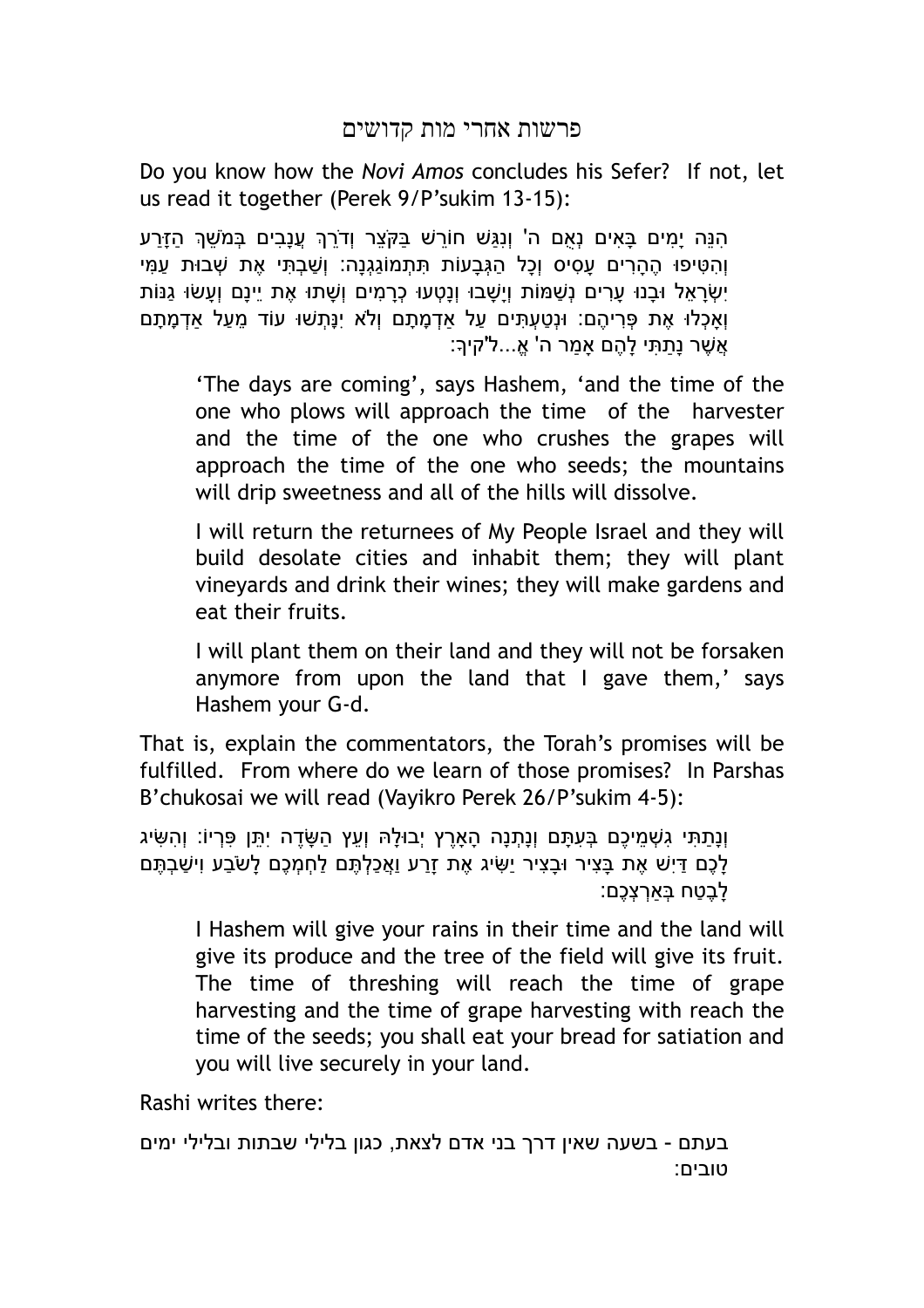# פרשות אחרי מות קדושים

Do you know how the *Novi Amos* concludes his Sefer? If not, let us read it together (Perek 9/P'sukim 13-15):

הִנֵּה יָמִים בָּאִים נְאֻם ה' וְנִגַּשׁ חוֹרֵשׁ בַּקֹּצֵר וְדֹרֵךְ עֲנָבִים בְּמֹשֵׁךְ הַזָּרַע וְהִטִּיפוּ הֶהָרִים עָסִיס וְכָל הַגְּבָעוֹת תִּתְמוֹגַגְנָה: וְשַׁבְתִּי אֶת שְׁבוּת עַמִּי יִשְׂרָאֵל וּבָנוּ עָרִים נְשַׁמּוֹת וְיָשָׁבוּ וְנָטְעוּ כְרָמִים וְשָׁתוּ אֶת יֵינָם וְעָשׂוּ גַנּוֹת וְאָכְלוּ אֶת פְּרִיהֶם: וּנְטַעְתִּים עַל אַדְמָתָם וְלֹא יִנָּתְשׁוּ עוֹד מֵעַל אַדְמָתָם אֲשֶׁר נָתַתִּי לָהֶם אָמַר ה' אֱ...ל'קיךָ:

> 'The days are coming', says Hashem, 'and the time of the one who plows will approach the time of the harvester and the time of the one who crushes the grapes will approach the time of the one who seeds; the mountains will drip sweetness and all of the hills will dissolve.
>
> I will return the returnees of My People Israel and they will build desolate cities and inhabit them; they will plant vineyards and drink their wines; they will make gardens and eat their fruits.
>
> I will plant them on their land and they will not be forsaken anymore from upon the land that I gave them,' says Hashem your G-d.

That is, explain the commentators, the Torah's promises will be fulfilled. From where do we learn of those promises? In Parshas B'chukosai we will read (Vayikro Perek 26/P'sukim 4-5):

וְנָתַתִּי גִשְׁמֵיכֶם בְּעִתָּם וְנָתְנָה הָאָרֶץ יְבוּלָהּ וְעֵץ הַשָּׂדֶה יִתֵּן פִּרְיוֹ: וְהִשִּׂיג לָכֶם דַּיִשׁ אֶת בָּצִיר וּבָצִיר יַשִּׂיג אֶת זָרַע וַאֲכַלְתֶּם לַחְמְכֶם לָשֹׂבַע וִישַׁבְתֶּם לָבֶטַח בְּאַרְצְכֶם:

> I Hashem will give your rains in their time and the land will give its produce and the tree of the field will give its fruit. The time of threshing will reach the time of grape harvesting and the time of grape harvesting with reach the time of the seeds; you shall eat your bread for satiation and you will live securely in your land.

Rashi writes there:

> בעתם - בשעה שאין דרך בני אדם לצאת, כגון בלילי שבתות ובלילי ימים טובים: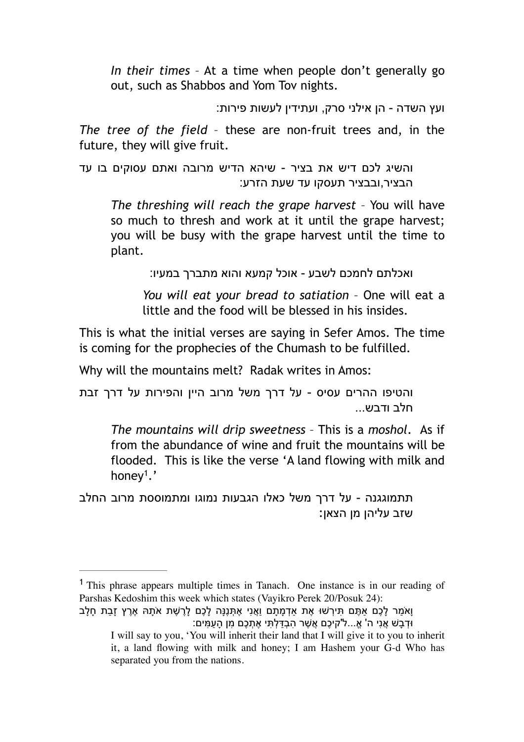*In their times* – At a time when people don't generally go out, such as Shabbos and Yom Tov nights.

ועץ השדה - הן אילני סרק, ועתידין לעשות פירות:

*The tree of the field* – these are non-fruit trees and, in the future, they will give fruit.

והשיג לכם דיש את בציר - שיהא הדיש מרובה ואתם עסוקים בו עד הבציר,ובבציר תעסקו עד שעת הזרע:

*The threshing will reach the grape harvest* – You will have so much to thresh and work at it until the grape harvest; you will be busy with the grape harvest until the time to plant.

ואכלתם לחמכם לשבע - אוכל קמעא והוא מתברך במעיו:

*You will eat your bread to satiation* – One will eat a little and the food will be blessed in his insides.

This is what the initial verses are saying in Sefer Amos. The time is coming for the prophecies of the Chumash to be fulfilled.

Why will the mountains melt? Radak writes in Amos:

והטיפו ההרים עסיס - על דרך משל מרוב היין והפירות על דרך זבת חלב ודבש...

*The mountains will drip sweetness* – This is a *moshol*. As if from the abundance of wine and fruit the mountains will be flooded. This is like the verse 'A land flowing with milk and honey[1].'

תתמוגגנה - על דרך משל כאלו הגבעות נמוגו ומתמוססת מרוב החלב שזב עליהן מן הצאן:

---

[1] This phrase appears multiple times in Tanach. One instance is in our reading of Parshas Kedoshim this week which states (Vayikro Perek 20/Posuk 24):

וָאֹמַר לָכֶם אַתֶּם תִּירְשׁוּ אֶת אַדְמָתָם וַאֲנִי אֶתְּנֶנָּה לָכֶם לָרֶשֶׁת אֹתָהּ אֶרֶץ זָבַת חָלָב וּדְבָשׁ אֲנִי ה' אֱ...ל"קיכֶם אֲשֶׁר הִבְדַּלְתִּי אֶתְכֶם מִן הָעַמִּים:

I will say to you, 'You will inherit their land that I will give it to you to inherit it, a land flowing with milk and honey; I am Hashem your G-d Who has separated you from the nations.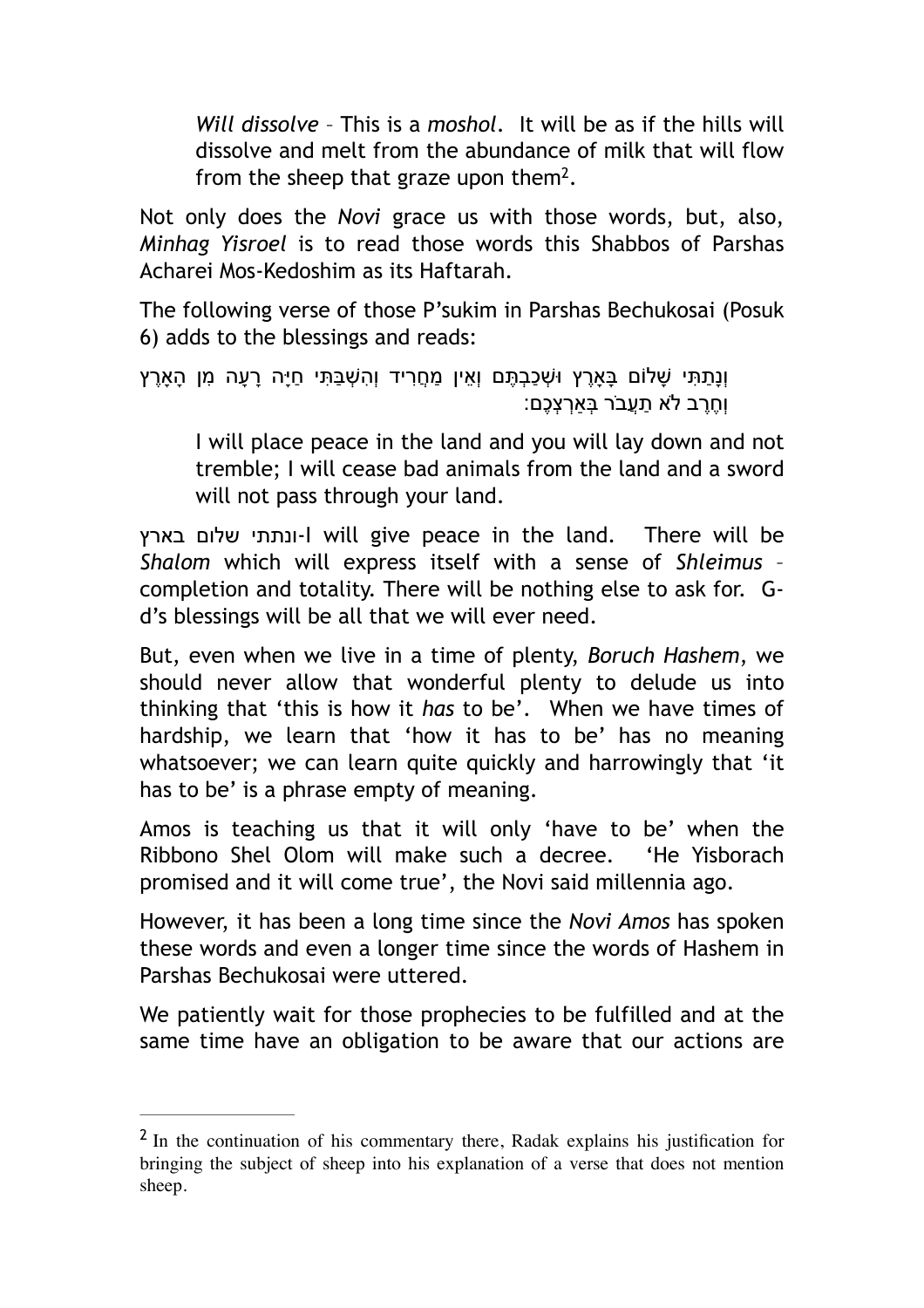> *Will dissolve* – This is a *moshol*. It will be as if the hills will dissolve and melt from the abundance of milk that will flow from the sheep that graze upon them[2].

Not only does the *Novi* grace us with those words, but, also, *Minhag Yisroel* is to read those words this Shabbos of Parshas Acharei Mos-Kedoshim as its Haftarah.

The following verse of those P'sukim in Parshas Bechukosai (Posuk 6) adds to the blessings and reads:

וְנָתַתִּי שָׁלוֹם בָּאָרֶץ וּשְׁכַבְתֶּם וְאֵין מַחֲרִיד וְהִשְׁבַּתִּי חַיָּה רָעָה מִן הָאָרֶץ וְחֶרֶב לֹא תַעֲבֹר בְּאַרְצְכֶם:

> I will place peace in the land and you will lay down and not tremble; I will cease bad animals from the land and a sword will not pass through your land.

ונתתי שלום בארץ-I will give peace in the land. There will be *Shalom* which will express itself with a sense of *Shleimus* – completion and totality. There will be nothing else to ask for. G-d's blessings will be all that we will ever need.

But, even when we live in a time of plenty, *Boruch Hashem*, we should never allow that wonderful plenty to delude us into thinking that 'this is how it *has* to be'. When we have times of hardship, we learn that 'how it has to be' has no meaning whatsoever; we can learn quite quickly and harrowingly that 'it has to be' is a phrase empty of meaning.

Amos is teaching us that it will only 'have to be' when the Ribbono Shel Olom will make such a decree. 'He Yisborach promised and it will come true', the Novi said millennia ago.

However, it has been a long time since the *Novi Amos* has spoken these words and even a longer time since the words of Hashem in Parshas Bechukosai were uttered.

We patiently wait for those prophecies to be fulfilled and at the same time have an obligation to be aware that our actions are

---

[2] In the continuation of his commentary there, Radak explains his justification for bringing the subject of sheep into his explanation of a verse that does not mention sheep.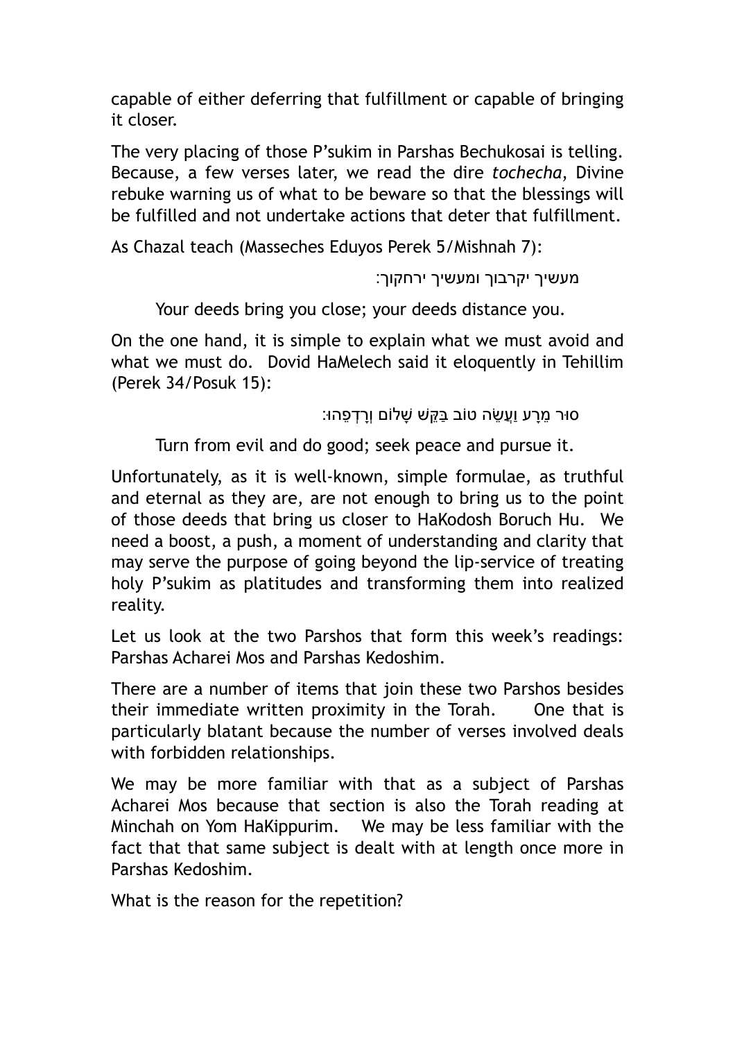capable of either deferring that fulfillment or capable of bringing it closer.

The very placing of those P'sukim in Parshas Bechukosai is telling. Because, a few verses later, we read the dire *tochecha*, Divine rebuke warning us of what to be beware so that the blessings will be fulfilled and not undertake actions that deter that fulfillment.

As Chazal teach (Masseches Eduyos Perek 5/Mishnah 7):

מעשיך יקרבוך ומעשיך ירחקוך:

Your deeds bring you close; your deeds distance you.

On the one hand, it is simple to explain what we must avoid and what we must do. Dovid HaMelech said it eloquently in Tehillim (Perek 34/Posuk 15):

סוּר מֵרָע וַעֲשֵׂה טוֹב בַּקֵּשׁ שָׁלוֹם וְרָדְפֵהוּ:

Turn from evil and do good; seek peace and pursue it.

Unfortunately, as it is well-known, simple formulae, as truthful and eternal as they are, are not enough to bring us to the point of those deeds that bring us closer to HaKodosh Boruch Hu. We need a boost, a push, a moment of understanding and clarity that may serve the purpose of going beyond the lip-service of treating holy P'sukim as platitudes and transforming them into realized reality.

Let us look at the two Parshos that form this week's readings: Parshas Acharei Mos and Parshas Kedoshim.

There are a number of items that join these two Parshos besides their immediate written proximity in the Torah. One that is particularly blatant because the number of verses involved deals with forbidden relationships.

We may be more familiar with that as a subject of Parshas Acharei Mos because that section is also the Torah reading at Minchah on Yom HaKippurim. We may be less familiar with the fact that that same subject is dealt with at length once more in Parshas Kedoshim.

What is the reason for the repetition?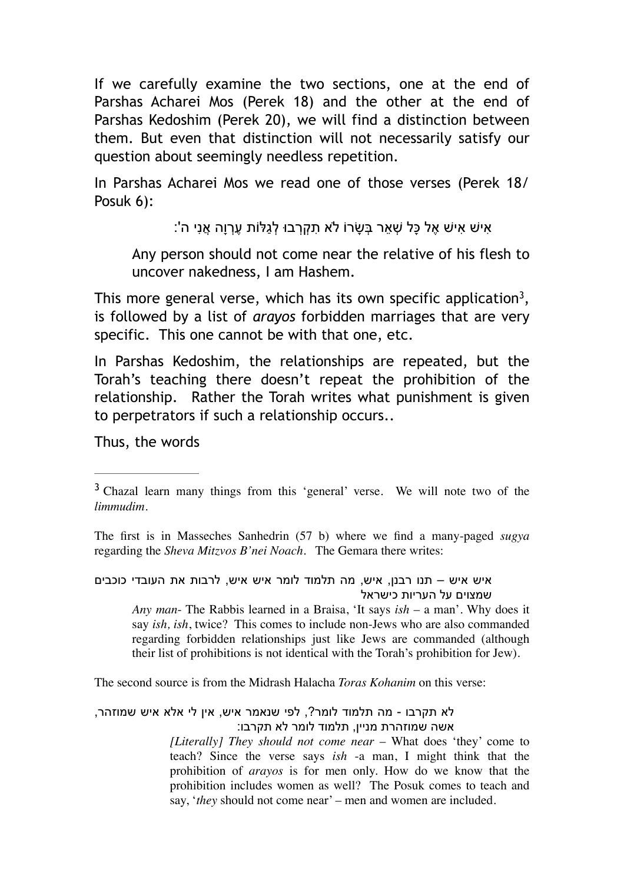If we carefully examine the two sections, one at the end of Parshas Acharei Mos (Perek 18) and the other at the end of Parshas Kedoshim (Perek 20), we will find a distinction between them. But even that distinction will not necessarily satisfy our question about seemingly needless repetition.

In Parshas Acharei Mos we read one of those verses (Perek 18/ Posuk 6):

אִישׁ אִישׁ אֶל כָּל שְׁאֵר בְּשָׂרוֹ לֹא תִקְרְבוּ לְגַלּוֹת עֶרְוָה אֲנִי ה':

> Any person should not come near the relative of his flesh to uncover nakedness, I am Hashem.

This more general verse, which has its own specific application[3], is followed by a list of *arayos* forbidden marriages that are very specific. This one cannot be with that one, etc.

In Parshas Kedoshim, the relationships are repeated, but the Torah's teaching there doesn't repeat the prohibition of the relationship. Rather the Torah writes what punishment is given to perpetrators if such a relationship occurs..

Thus, the words

---

[3] Chazal learn many things from this 'general' verse. We will note two of the *limmudim*.

The first is in Masseches Sanhedrin (57 b) where we find a many-paged *sugya* regarding the *Sheva Mitzvos B'nei Noach*. The Gemara there writes:

איש איש – תנו רבנן, איש, מה תלמוד לומר איש איש, לרבות את העובדי כוכבים שמצוים על העריות כישראל

> *Any man-* The Rabbis learned in a Braisa, 'It says *ish* – a man'. Why does it say *ish, ish*, twice? This comes to include non-Jews who are also commanded regarding forbidden relationships just like Jews are commanded (although their list of prohibitions is not identical with the Torah's prohibition for Jew).

The second source is from the Midrash Halacha *Toras Kohanim* on this verse:

לא תקרבו - מה תלמוד לומר?, לפי שנאמר איש, אין לי אלא איש שמוזהר, אשה שמוזהרת מניין, תלמוד לומר לא תקרבו:

> *[Literally] They should not come near* – What does 'they' come to teach? Since the verse says *ish* -a man, I might think that the prohibition of *arayos* is for men only. How do we know that the prohibition includes women as well? The Posuk comes to teach and say, '*they* should not come near' – men and women are included.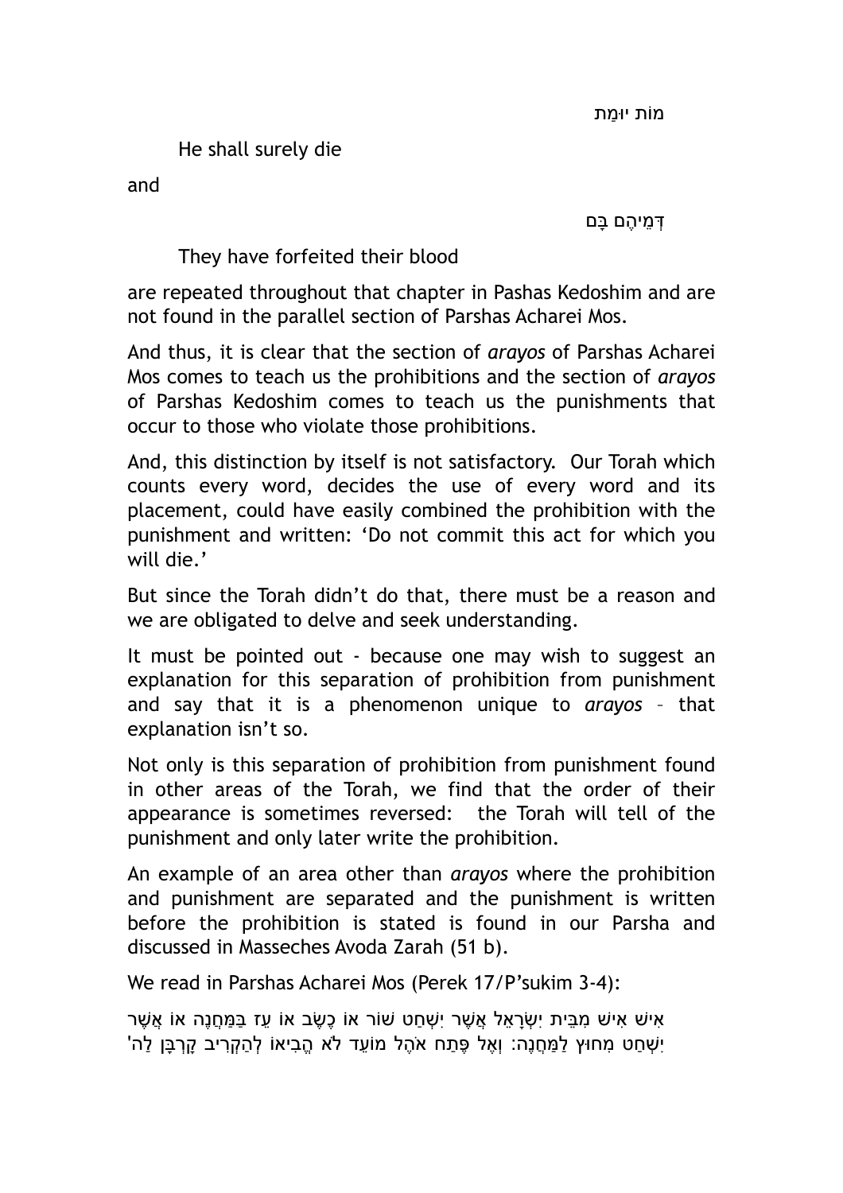מוֹת יוּמָת

He shall surely die

and

דְּמֵיהֶם בָּם

They have forfeited their blood

are repeated throughout that chapter in Pashas Kedoshim and are not found in the parallel section of Parshas Acharei Mos.

And thus, it is clear that the section of *arayos* of Parshas Acharei Mos comes to teach us the prohibitions and the section of *arayos* of Parshas Kedoshim comes to teach us the punishments that occur to those who violate those prohibitions.

And, this distinction by itself is not satisfactory. Our Torah which counts every word, decides the use of every word and its placement, could have easily combined the prohibition with the punishment and written: 'Do not commit this act for which you will die.'

But since the Torah didn't do that, there must be a reason and we are obligated to delve and seek understanding.

It must be pointed out - because one may wish to suggest an explanation for this separation of prohibition from punishment and say that it is a phenomenon unique to *arayos* – that explanation isn't so.

Not only is this separation of prohibition from punishment found in other areas of the Torah, we find that the order of their appearance is sometimes reversed: the Torah will tell of the punishment and only later write the prohibition.

An example of an area other than *arayos* where the prohibition and punishment are separated and the punishment is written before the prohibition is stated is found in our Parsha and discussed in Masseches Avoda Zarah (51 b).

We read in Parshas Acharei Mos (Perek 17/P'sukim 3-4):

אִישׁ אִישׁ מִבֵּית יִשְׂרָאֵל אֲשֶׁר יִשְׁחַט שׁוֹר אוֹ כֶשֶׂב אוֹ עֵז בַּמַּחֲנֶה אוֹ אֲשֶׁר יִשְׁחַט מִחוּץ לַמַּחֲנֶה: וְאֶל פֶּתַח אֹהֶל מוֹעֵד לֹא הֱבִיאוֹ לְהַקְרִיב קָרְבָּן לַה'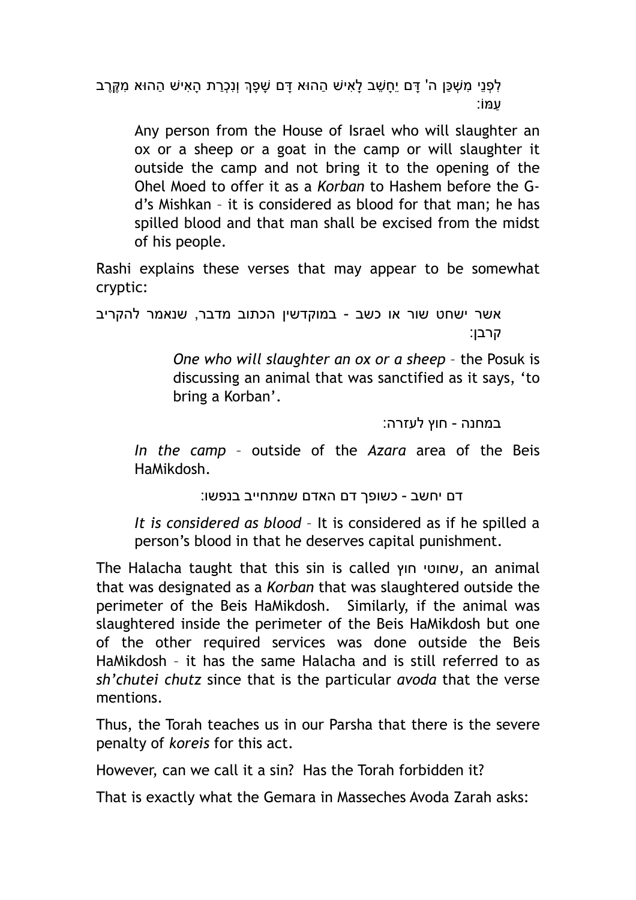לִפְנֵי מִשְׁכַּן ה' דָּם יֵחָשֵׁב לָאִישׁ הַהוּא דָּם שָׁפָךְ וְנִכְרַת הָאִישׁ הַהוּא מִקֶּרֶב עַמּוֹ:

> Any person from the House of Israel who will slaughter an ox or a sheep or a goat in the camp or will slaughter it outside the camp and not bring it to the opening of the Ohel Moed to offer it as a *Korban* to Hashem before the G-d's Mishkan – it is considered as blood for that man; he has spilled blood and that man shall be excised from the midst of his people.

Rashi explains these verses that may appear to be somewhat cryptic:

> אשר ישחט שור או כשב - במוקדשין הכתוב מדבר, שנאמר להקריב קרבן:
>
> *One who will slaughter an ox or a sheep* – the Posuk is discussing an animal that was sanctified as it says, 'to bring a Korban'.
>
> במחנה - חוץ לעזרה:
>
> *In the camp* – outside of the *Azara* area of the Beis HaMikdosh.
>
> דם יחשב - כשופך דם האדם שמתחייב בנפשו:
>
> *It is considered as blood* – It is considered as if he spilled a person's blood in that he deserves capital punishment.

The Halacha taught that this sin is called שחוטי חוץ, an animal that was designated as a *Korban* that was slaughtered outside the perimeter of the Beis HaMikdosh. Similarly, if the animal was slaughtered inside the perimeter of the Beis HaMikdosh but one of the other required services was done outside the Beis HaMikdosh – it has the same Halacha and is still referred to as *sh'chutei chutz* since that is the particular *avoda* that the verse mentions.

Thus, the Torah teaches us in our Parsha that there is the severe penalty of *koreis* for this act.

However, can we call it a sin? Has the Torah forbidden it?

That is exactly what the Gemara in Masseches Avoda Zarah asks: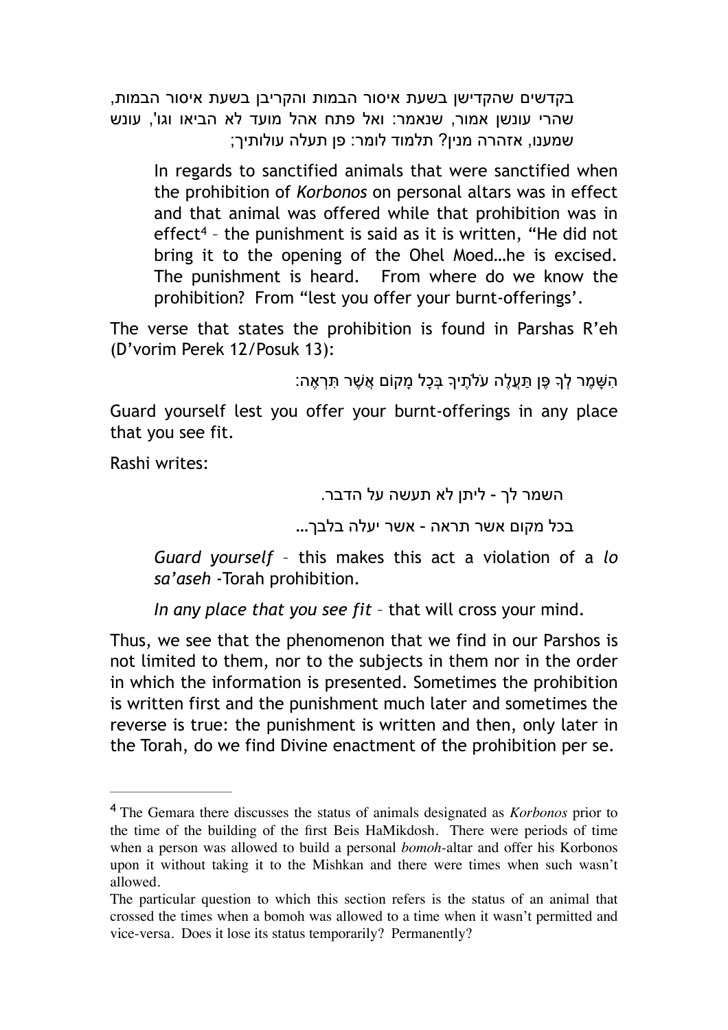בקדשים שהקדישן בשעת איסור הבמות והקריבן בשעת איסור הבמות, שהרי עונשן אמור, שנאמר: ואל פתח אהל מועד לא הביאו וגו', עונש שמענו, אזהרה מנין? תלמוד לומר: פן תעלה עולותיך;

> In regards to sanctified animals that were sanctified when the prohibition of *Korbonos* on personal altars was in effect and that animal was offered while that prohibition was in effect[4] – the punishment is said as it is written, "He did not bring it to the opening of the Ohel Moed…he is excised. The punishment is heard. From where do we know the prohibition? From "lest you offer your burnt-offerings'.

The verse that states the prohibition is found in Parshas R'eh (D'vorim Perek 12/Posuk 13):

הִשָּׁמֶר לְךָ פֶּן תַּעֲלֶה עֹלֹתֶיךָ בְּכָל מָקוֹם אֲשֶׁר תִּרְאֶה:

Guard yourself lest you offer your burnt-offerings in any place that you see fit.

Rashi writes:

השמר לך - ליתן לא תעשה על הדבר.

בכל מקום אשר תראה - אשר יעלה בלבך…

> *Guard yourself* – this makes this act a violation of a *lo sa'aseh* -Torah prohibition.
>
> *In any place that you see fit* – that will cross your mind.

Thus, we see that the phenomenon that we find in our Parshos is not limited to them, nor to the subjects in them nor in the order in which the information is presented. Sometimes the prohibition is written first and the punishment much later and sometimes the reverse is true: the punishment is written and then, only later in the Torah, do we find Divine enactment of the prohibition per se.

---

[4] The Gemara there discusses the status of animals designated as *Korbonos* prior to the time of the building of the first Beis HaMikdosh. There were periods of time when a person was allowed to build a personal *bomoh*-altar and offer his Korbonos upon it without taking it to the Mishkan and there were times when such wasn't allowed.

The particular question to which this section refers is the status of an animal that crossed the times when a bomoh was allowed to a time when it wasn't permitted and vice-versa. Does it lose its status temporarily? Permanently?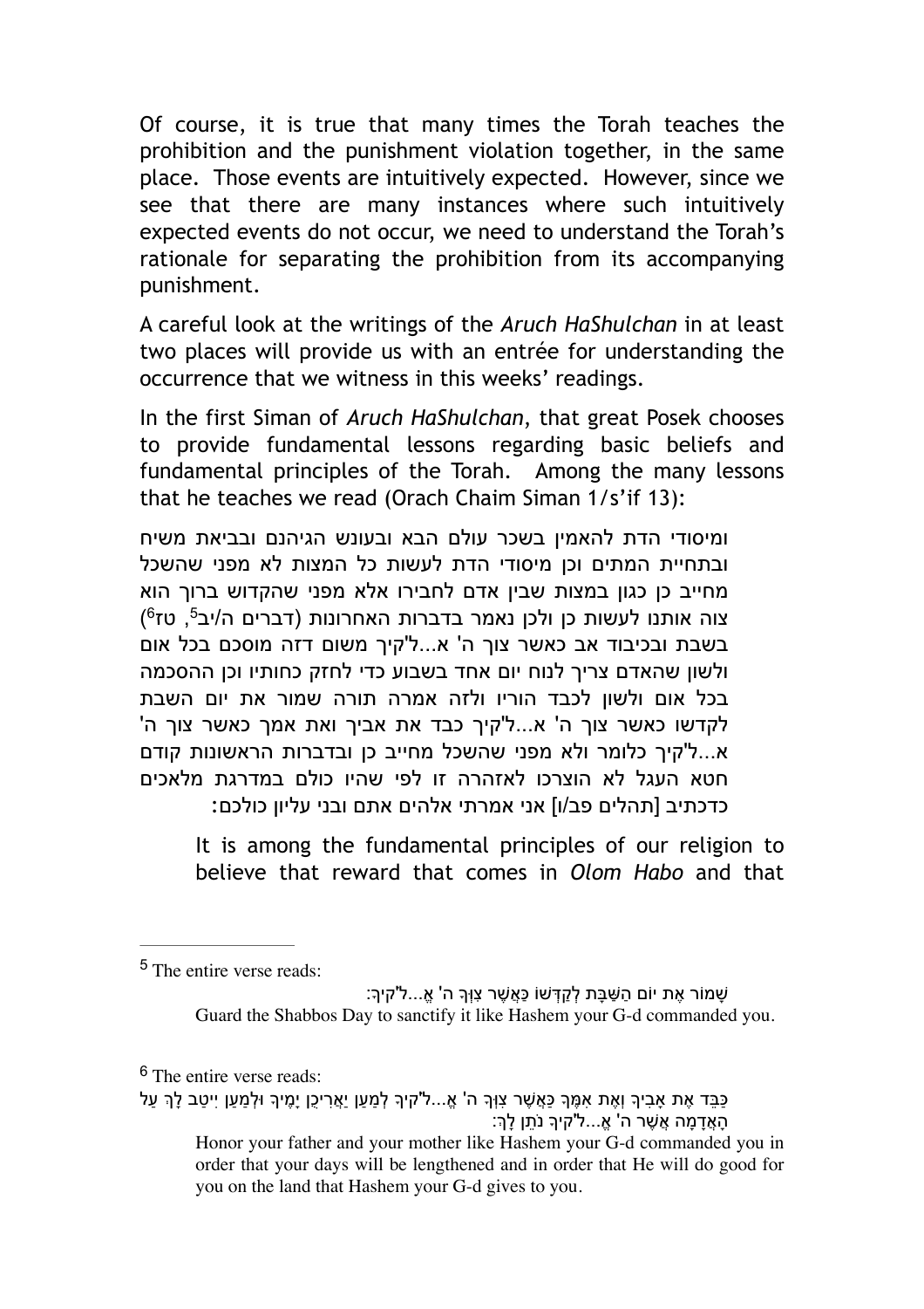Of course, it is true that many times the Torah teaches the prohibition and the punishment violation together, in the same place. Those events are intuitively expected. However, since we see that there are many instances where such intuitively expected events do not occur, we need to understand the Torah's rationale for separating the prohibition from its accompanying punishment.

A careful look at the writings of the *Aruch HaShulchan* in at least two places will provide us with an entrée for understanding the occurrence that we witness in this weeks' readings.

In the first Siman of *Aruch HaShulchan*, that great Posek chooses to provide fundamental lessons regarding basic beliefs and fundamental principles of the Torah. Among the many lessons that he teaches we read (Orach Chaim Siman 1/s'if 13):

ומיסודי הדת להאמין בשכר עולם הבא ובעונש הגיהנם ובביאת משיח ובתחיית המתים וכן מיסודי הדת לעשות כל המצות לא מפני שהשכל מחייב כן כגון במצות שבין אדם לחבירו אלא מפני שהקדוש ברוך הוא צוה אותנו לעשות כן ולכן נאמר בדברות האחרונות (דברים ה/יב[5], טז[6]) בשבת ובכיבוד אב כאשר צוך ה' א...ל'קיך משום דזה מוסכם בכל אום ולשון שהאדם צריך לנוח יום אחד בשבוע כדי לחזק כחותיו וכן ההסכמה בכל אום ולשון לכבד הוריו ולזה אמרה תורה שמור את יום השבת לקדשו כאשר צוך ה' א...ל'קיך כבד את אביך ואת אמך כאשר צוך ה' א...ל'קיך כלומר ולא מפני שהשכל מחייב כן ובדברות הראשונות קודם חטא העגל לא הוצרכו לאזהרה זו לפי שהיו כולם במדרגת מלאכים כדכתיב [תהלים פב/ו] אני אמרתי אלהים אתם ובני עליון כולכם:

> It is among the fundamental principles of our religion to believe that reward that comes in *Olom Habo* and that

---

[5] The entire verse reads:

שָׁמוֹר אֶת יוֹם הַשַּׁבָּת לְקַדְּשׁוֹ כַּאֲשֶׁר צִוְּךָ ה' אֱ...ל'קיךָ:

Guard the Shabbos Day to sanctify it like Hashem your G-d commanded you.

[6] The entire verse reads:

כַּבֵּד אֶת אָבִיךָ וְאֶת אִמֶּךָ כַּאֲשֶׁר צִוְּךָ ה' אֱ...ל'קיךָ לְמַעַן יַאֲרִיכֻן יָמֶיךָ וּלְמַעַן יִיטַב לָךְ עַל הָאֲדָמָה אֲשֶׁר ה' אֱ...ל'קיךָ נֹתֵן לָךְ:

Honor your father and your mother like Hashem your G-d commanded you in order that your days will be lengthened and in order that He will do good for you on the land that Hashem your G-d gives to you.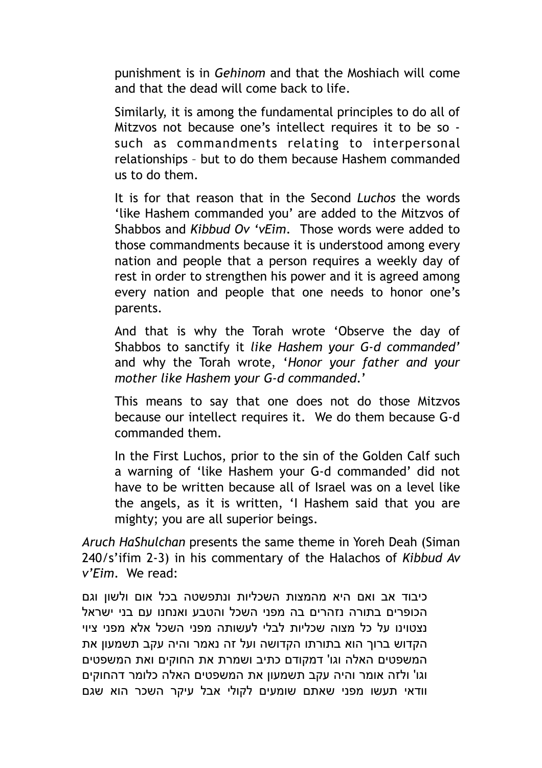punishment is in *Gehinom* and that the Moshiach will come and that the dead will come back to life.

Similarly, it is among the fundamental principles to do all of Mitzvos not because one's intellect requires it to be so - such as commandments relating to interpersonal relationships – but to do them because Hashem commanded us to do them.

It is for that reason that in the Second *Luchos* the words 'like Hashem commanded you' are added to the Mitzvos of Shabbos and *Kibbud Ov 'vEim*. Those words were added to those commandments because it is understood among every nation and people that a person requires a weekly day of rest in order to strengthen his power and it is agreed among every nation and people that one needs to honor one's parents.

And that is why the Torah wrote 'Observe the day of Shabbos to sanctify it *like Hashem your G-d commanded'* and why the Torah wrote, '*Honor your father and your mother like Hashem your G-d commanded*.'

This means to say that one does not do those Mitzvos because our intellect requires it. We do them because G-d commanded them.

In the First Luchos, prior to the sin of the Golden Calf such a warning of 'like Hashem your G-d commanded' did not have to be written because all of Israel was on a level like the angels, as it is written, 'I Hashem said that you are mighty; you are all superior beings.

*Aruch HaShulchan* presents the same theme in Yoreh Deah (Siman 240/s'ifim 2-3) in his commentary of the Halachos of *Kibbud Av v'Eim*. We read:

כיבוד אב ואם היא מהמצות השכליות ונתפשטה בכל אום ולשון וגם הכופרים בתורה נזהרים בה מפני השכל והטבע ואנחנו עם בני ישראל נצטוינו על כל מצוה שכליות לבלי לעשותה מפני השכל אלא מפני ציווי הקדוש ברוך הוא בתורתו הקדושה ועל זה נאמר והיה עקב תשמעון את המשפטים האלה וגו' דמקודם כתיב ושמרת את החוקים ואת המשפטים וגו' ולזה אומר והיה עקב תשמעון את המשפטים האלה כלומר דהחוקים וודאי תעשו מפני שאתם שומעים לקולי אבל עיקר השכר הוא שגם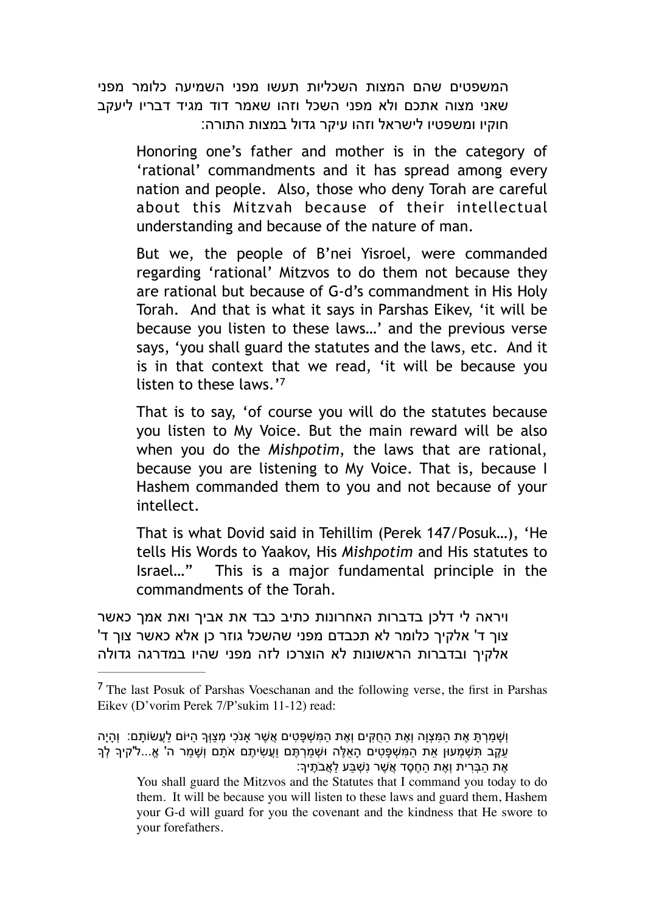המשפטים שהם המצות השכליות תעשו מפני השמיעה כלומר מפני שאני מצוה אתכם ולא מפני השכל וזהו שאמר דוד מגיד דבריו ליעקב חוקיו ומשפטיו לישראל וזהו עיקר גדול במצות התורה:

> Honoring one's father and mother is in the category of 'rational' commandments and it has spread among every nation and people. Also, those who deny Torah are careful about this Mitzvah because of their intellectual understanding and because of the nature of man.
>
> But we, the people of B'nei Yisroel, were commanded regarding 'rational' Mitzvos to do them not because they are rational but because of G-d's commandment in His Holy Torah. And that is what it says in Parshas Eikev, 'it will be because you listen to these laws…' and the previous verse says, 'you shall guard the statutes and the laws, etc. And it is in that context that we read, 'it will be because you listen to these laws.'[7]
>
> That is to say, 'of course you will do the statutes because you listen to My Voice. But the main reward will be also when you do the *Mishpotim*, the laws that are rational, because you are listening to My Voice. That is, because I Hashem commanded them to you and not because of your intellect.
>
> That is what Dovid said in Tehillim (Perek 147/Posuk…), 'He tells His Words to Yaakov, His *Mishpotim* and His statutes to Israel…" This is a major fundamental principle in the commandments of the Torah.

ויראה לי דלכן בדברות האחרונות כתיב כבד את אביך ואת אמך כאשר צוך ד' אלקיך כלומר לא תכבדם מפני שהשכל גוזר כן אלא כאשר צוך ד' אלקיך ובדברות הראשונות לא הוצרכו לזה מפני שהיו במדרגה גדולה

---

[7] The last Posuk of Parshas Voeschanan and the following verse, the first in Parshas Eikev (D'vorim Perek 7/P'sukim 11-12) read:

וְשָׁמַרְתָּ אֶת הַמִּצְוָה וְאֶת הַחֻקִּים וְאֶת הַמִּשְׁפָּטִים אֲשֶׁר אָנֹכִי מְצַוְּךָ הַיּוֹם לַעֲשׂוֹתָם: וְהָיָה עֵקֶב תִּשְׁמְעוּן אֵת הַמִּשְׁפָּטִים הָאֵלֶּה וּשְׁמַרְתֶּם וַעֲשִׂיתֶם אֹתָם וְשָׁמַר ה' אֱ...ל'קיךָ לְךָ אֶת הַבְּרִית וְאֶת הַחֶסֶד אֲשֶׁר נִשְׁבַּע לַאֲבֹתֶיךָ:

You shall guard the Mitzvos and the Statutes that I command you today to do them. It will be because you will listen to these laws and guard them, Hashem your G-d will guard for you the covenant and the kindness that He swore to your forefathers.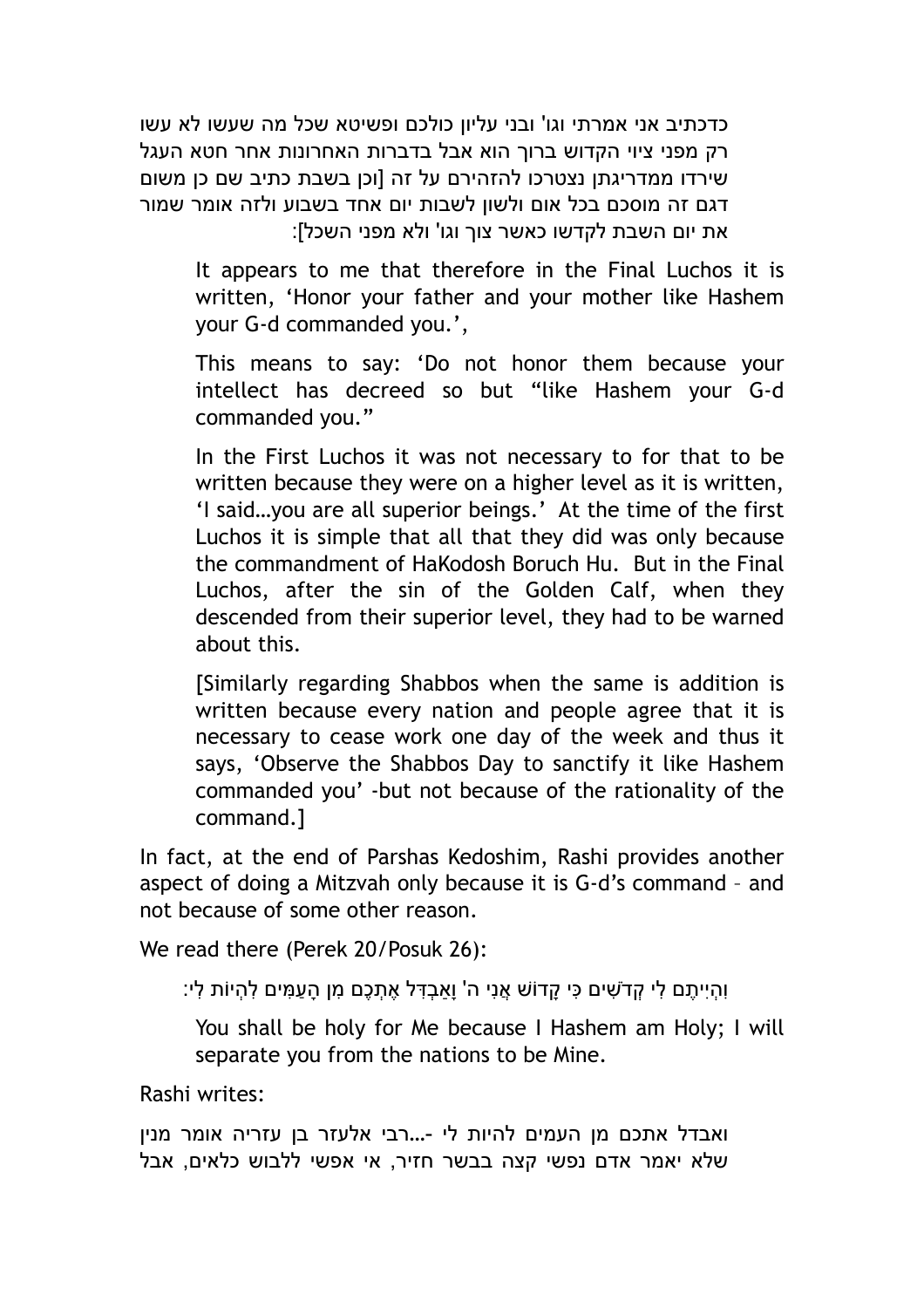כדכתיב אני אמרתי וגו' ובני עליון כולכם ופשיטא שכל מה שעשו לא עשו רק מפני ציוי הקדוש ברוך הוא אבל בדברות האחרונות אחר חטא העגל שירדו ממדריגתן נצטרכו להזהירם על זה [וכן בשבת כתיב שם כן משום דגם זה מוסכם בכל אום ולשון לשבות יום אחד בשבוע ולזה אומר שמור את יום השבת לקדשו כאשר צוך וגו' ולא מפני השכל]:

> It appears to me that therefore in the Final Luchos it is written, 'Honor your father and your mother like Hashem your G-d commanded you.',
>
> This means to say: 'Do not honor them because your intellect has decreed so but "like Hashem your G-d commanded you."
>
> In the First Luchos it was not necessary to for that to be written because they were on a higher level as it is written, 'I said…you are all superior beings.' At the time of the first Luchos it is simple that all that they did was only because the commandment of HaKodosh Boruch Hu. But in the Final Luchos, after the sin of the Golden Calf, when they descended from their superior level, they had to be warned about this.
>
> [Similarly regarding Shabbos when the same is addition is written because every nation and people agree that it is necessary to cease work one day of the week and thus it says, 'Observe the Shabbos Day to sanctify it like Hashem commanded you' -but not because of the rationality of the command.]

In fact, at the end of Parshas Kedoshim, Rashi provides another aspect of doing a Mitzvah only because it is G-d's command – and not because of some other reason.

We read there (Perek 20/Posuk 26):

> וִהְיִיתֶם לִי קְדֹשִׁים כִּי קָדוֹשׁ אֲנִי ה' וָאַבְדִּל אֶתְכֶם מִן הָעַמִּים לִהְיוֹת לִי:
>
> You shall be holy for Me because I Hashem am Holy; I will separate you from the nations to be Mine.

Rashi writes:

> ואבדל אתכם מן העמים להיות לי -...רבי אלעזר בן עזריה אומר מנין שלא יאמר אדם נפשי קצה בבשר חזיר, אי אפשי ללבוש כלאים, אבל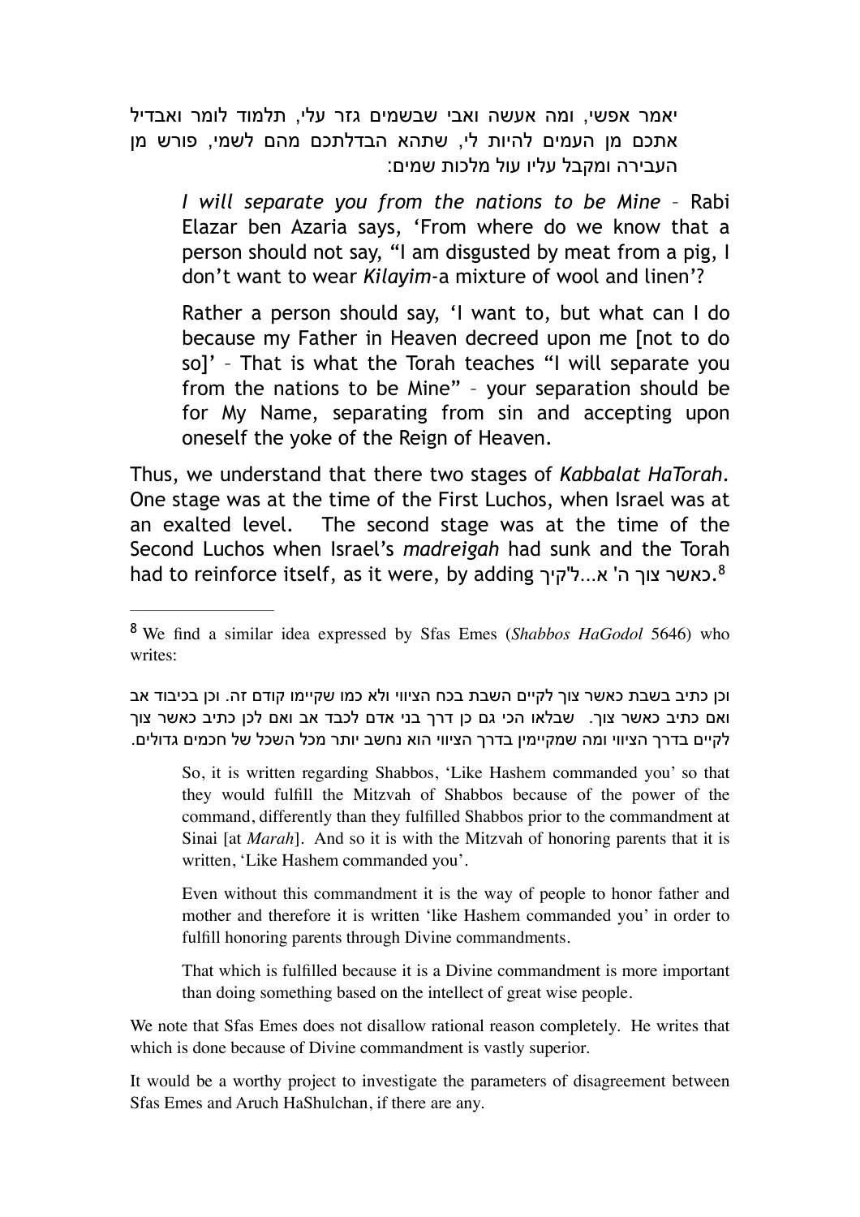יאמר אפשי, ומה אעשה ואבי שבשמים גזר עלי, תלמוד לומר ואבדיל אתכם מן העמים להיות לי, שתהא הבדלתכם מהם לשמי, פורש מן העבירה ומקבל עליו עול מלכות שמים:

> *I will separate you from the nations to be Mine* – Rabi Elazar ben Azaria says, 'From where do we know that a person should not say, "I am disgusted by meat from a pig, I don't want to wear *Kilayim*-a mixture of wool and linen'?
>
> Rather a person should say, 'I want to, but what can I do because my Father in Heaven decreed upon me [not to do so]' – That is what the Torah teaches "I will separate you from the nations to be Mine" – your separation should be for My Name, separating from sin and accepting upon oneself the yoke of the Reign of Heaven.

Thus, we understand that there two stages of *Kabbalat HaTorah*. One stage was at the time of the First Luchos, when Israel was at an exalted level. The second stage was at the time of the Second Luchos when Israel's *madreigah* had sunk and the Torah had to reinforce itself, as it were, by adding כאשר צוך ה' א...ל'קיך.[8]

---

[8] We find a similar idea expressed by Sfas Emes (*Shabbos HaGodol* 5646) who writes:

וכן כתיב בשבת כאשר צוך לקיים השבת בכח הציווי ולא כמו שקיימו קודם זה. וכן בכיבוד אב ואם כתיב כאשר צוך. שבלאו הכי גם כן דרך בני אדם לכבד אב ואם לכן כתיב כאשר צוך לקיים בדרך הציווי ומה שמקיימין בדרך הציווי הוא נחשב יותר מכל השכל של חכמים גדולים.

> So, it is written regarding Shabbos, 'Like Hashem commanded you' so that they would fulfill the Mitzvah of Shabbos because of the power of the command, differently than they fulfilled Shabbos prior to the commandment at Sinai [at *Marah*]. And so it is with the Mitzvah of honoring parents that it is written, 'Like Hashem commanded you'.
>
> Even without this commandment it is the way of people to honor father and mother and therefore it is written 'like Hashem commanded you' in order to fulfill honoring parents through Divine commandments.
>
> That which is fulfilled because it is a Divine commandment is more important than doing something based on the intellect of great wise people.

We note that Sfas Emes does not disallow rational reason completely. He writes that which is done because of Divine commandment is vastly superior.

It would be a worthy project to investigate the parameters of disagreement between Sfas Emes and Aruch HaShulchan, if there are any.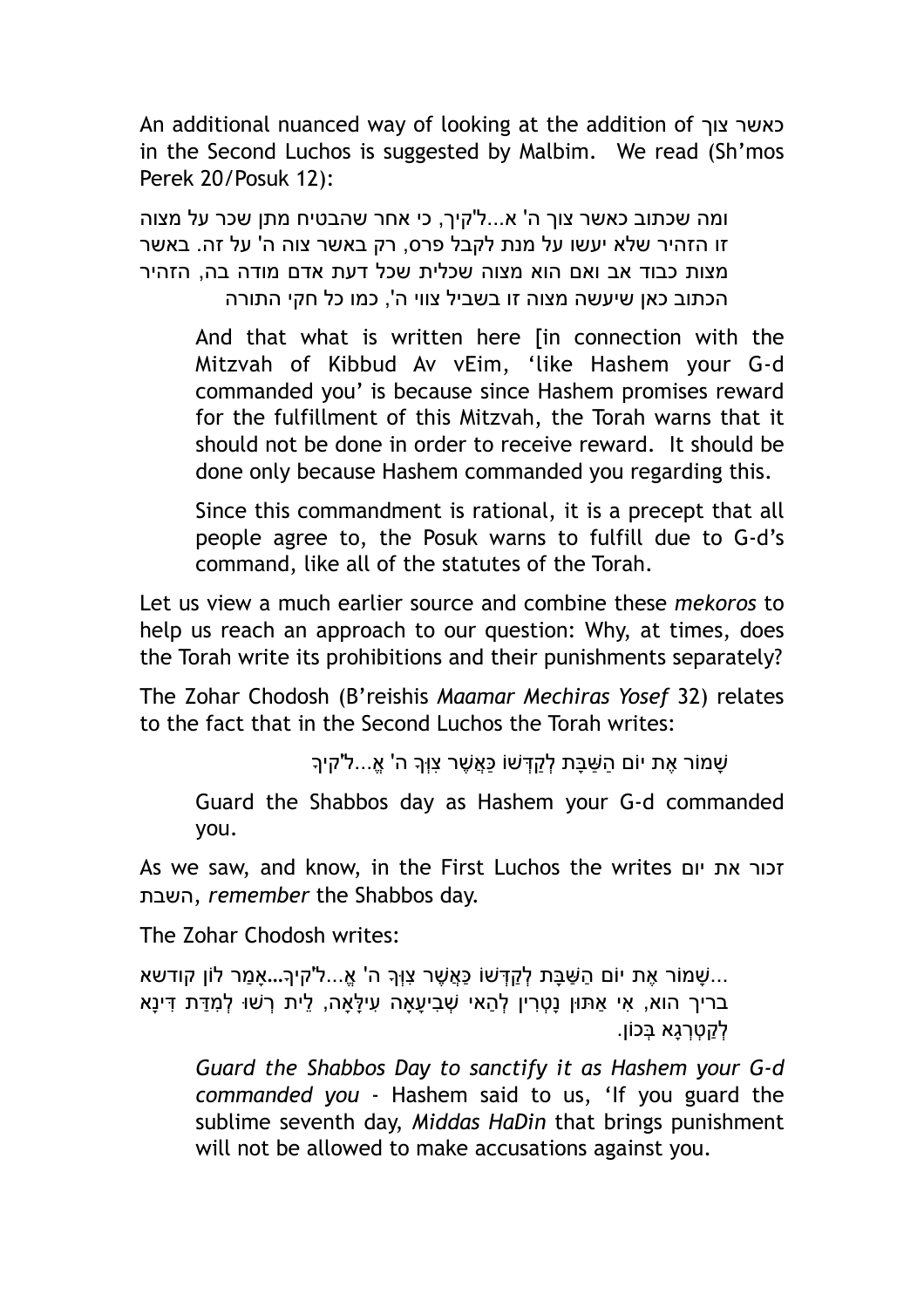An additional nuanced way of looking at the addition of כאשר צוך in the Second Luchos is suggested by Malbim. We read (Sh'mos Perek 20/Posuk 12):

ומה שכתוב כאשר צוך ה' א...ל'קיך, כי אחר שהבטיח מתן שכר על מצוה זו הזהיר שלא יעשו על מנת לקבל פרס, רק באשר צוה ה' על זה. באשר מצות כבוד אב ואם הוא מצוה שכלית שכל דעת אדם מודה בה, הזהיר הכתוב כאן שיעשה מצוה זו בשביל צווי ה', כמו כל חקי התורה

> And that what is written here [in connection with the Mitzvah of Kibbud Av vEim, 'like Hashem your G-d commanded you' is because since Hashem promises reward for the fulfillment of this Mitzvah, the Torah warns that it should not be done in order to receive reward. It should be done only because Hashem commanded you regarding this.
>
> Since this commandment is rational, it is a precept that all people agree to, the Posuk warns to fulfill due to G-d's command, like all of the statutes of the Torah.

Let us view a much earlier source and combine these *mekoros* to help us reach an approach to our question: Why, at times, does the Torah write its prohibitions and their punishments separately?

The Zohar Chodosh (B'reishis *Maamar Mechiras Yosef* 32) relates to the fact that in the Second Luchos the Torah writes:

שָׁמוֹר אֶת יוֹם הַשַּׁבָּת לְקַדְּשׁוֹ כַּאֲשֶׁר צִוְּךָ ה' אֶ...ל'קיךָ

> Guard the Shabbos day as Hashem your G-d commanded you.

As we saw, and know, in the First Luchos the writes זכור את יום השבת, *remember* the Shabbos day.

The Zohar Chodosh writes:

...שָׁמוֹר אֶת יוֹם הַשַּׁבָּת לְקַדְּשׁוֹ כַּאֲשֶׁר צִוְּךָ ה' אֶ...ל'קיךָ...אָמַר לוֹן קודשא בריך הוא, אִי אַתּוּן נָטְרִין לְהַאי שְׁבִיעָאָה עִילָּאָה, לֵית רְשׁוּ לְמִדַּת דִּינָא לְקַטְרְגָא בְּכוֹן.

> *Guard the Shabbos Day to sanctify it as Hashem your G-d commanded you* - Hashem said to us, 'If you guard the sublime seventh day, *Middas HaDin* that brings punishment will not be allowed to make accusations against you.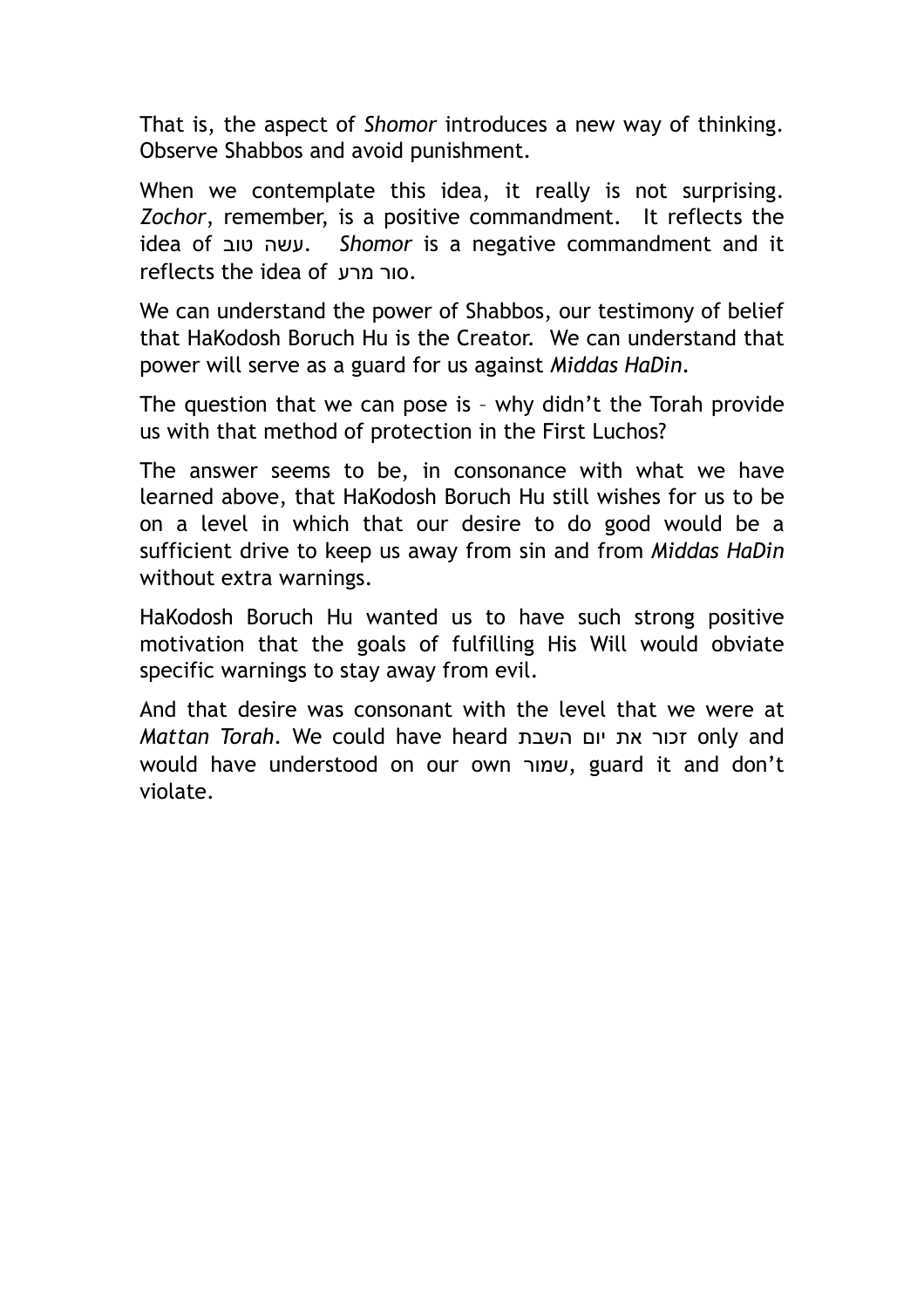That is, the aspect of *Shomor* introduces a new way of thinking. Observe Shabbos and avoid punishment.

When we contemplate this idea, it really is not surprising. *Zochor*, remember, is a positive commandment. It reflects the idea of עשה טוב. *Shomor* is a negative commandment and it reflects the idea of סור מרע.

We can understand the power of Shabbos, our testimony of belief that HaKodosh Boruch Hu is the Creator. We can understand that power will serve as a guard for us against *Middas HaDin*.

The question that we can pose is – why didn't the Torah provide us with that method of protection in the First Luchos?

The answer seems to be, in consonance with what we have learned above, that HaKodosh Boruch Hu still wishes for us to be on a level in which that our desire to do good would be a sufficient drive to keep us away from sin and from *Middas HaDin* without extra warnings.

HaKodosh Boruch Hu wanted us to have such strong positive motivation that the goals of fulfilling His Will would obviate specific warnings to stay away from evil.

And that desire was consonant with the level that we were at *Mattan Torah*. We could have heard זכור את יום השבת only and would have understood on our own שמור, guard it and don't violate.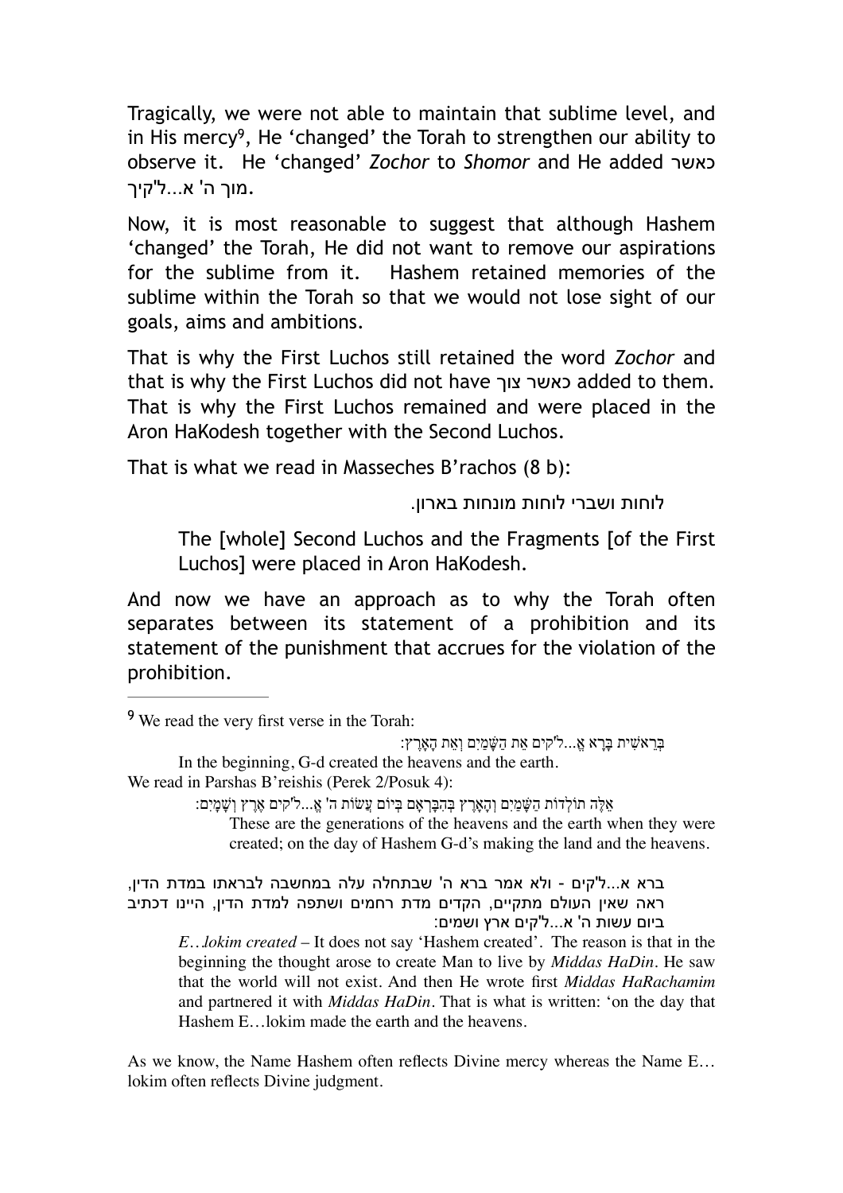Tragically, we were not able to maintain that sublime level, and in His mercy[9], He 'changed' the Torah to strengthen our ability to observe it. He 'changed' *Zochor* to *Shomor* and He added כאשר מוך ה' א...ל'קיך.

Now, it is most reasonable to suggest that although Hashem 'changed' the Torah, He did not want to remove our aspirations for the sublime from it. Hashem retained memories of the sublime within the Torah so that we would not lose sight of our goals, aims and ambitions.

That is why the First Luchos still retained the word *Zochor* and that is why the First Luchos did not have כאשר צוך added to them. That is why the First Luchos remained and were placed in the Aron HaKodesh together with the Second Luchos.

That is what we read in Masseches B'rachos (8 b):

> לוחות ושברי לוחות מונחות בארון.
>
> The [whole] Second Luchos and the Fragments [of the First Luchos] were placed in Aron HaKodesh.

And now we have an approach as to why the Torah often separates between its statement of a prohibition and its statement of the punishment that accrues for the violation of the prohibition.

---

[9] We read the very first verse in the Torah:

> בְּרֵאשִׁית בָּרָא אֱ...ל'קִים אֵת הַשָּׁמַיִם וְאֵת הָאָרֶץ:
>
> In the beginning, G-d created the heavens and the earth.

We read in Parshas B'reishis (Perek 2/Posuk 4):

> אֵלֶּה תוֹלְדוֹת הַשָּׁמַיִם וְהָאָרֶץ בְּהִבָּרְאָם בְּיוֹם עֲשׂוֹת ה' אֱ...ל'קִים אֶרֶץ וְשָׁמָיִם:
>
> These are the generations of the heavens and the earth when they were created; on the day of Hashem G-d's making the land and the heavens.

> ברא א...ל'קים - ולא אמר ברא ה' שבתחלה עלה במחשבה לבראתו במדת הדין, ראה שאין העולם מתקיים, הקדים מדת רחמים ושתפה למדת הדין, היינו דכתיב ביום עשות ה' א...ל'קים ארץ ושמים:
>
> *E…lokim created* – It does not say 'Hashem created'. The reason is that in the beginning the thought arose to create Man to live by *Middas HaDin*. He saw that the world will not exist. And then He wrote first *Middas HaRachamim* and partnered it with *Middas HaDin*. That is what is written: 'on the day that Hashem E…lokim made the earth and the heavens.

As we know, the Name Hashem often reflects Divine mercy whereas the Name E…lokim often reflects Divine judgment.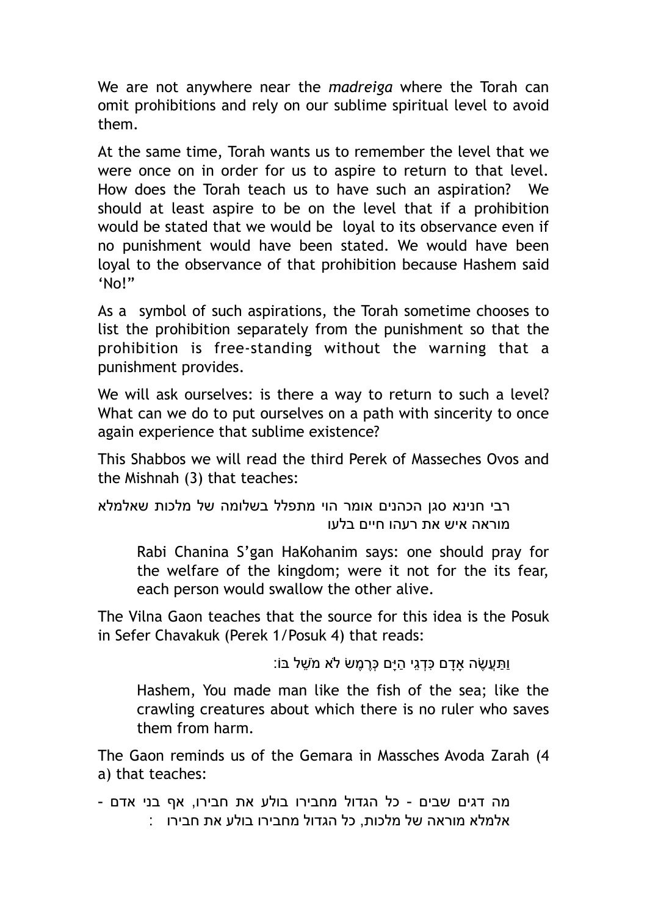We are not anywhere near the *madreiga* where the Torah can omit prohibitions and rely on our sublime spiritual level to avoid them.

At the same time, Torah wants us to remember the level that we were once on in order for us to aspire to return to that level. How does the Torah teach us to have such an aspiration? We should at least aspire to be on the level that if a prohibition would be stated that we would be loyal to its observance even if no punishment would have been stated. We would have been loyal to the observance of that prohibition because Hashem said 'No!"

As a symbol of such aspirations, the Torah sometime chooses to list the prohibition separately from the punishment so that the prohibition is free-standing without the warning that a punishment provides.

We will ask ourselves: is there a way to return to such a level? What can we do to put ourselves on a path with sincerity to once again experience that sublime existence?

This Shabbos we will read the third Perek of Masseches Ovos and the Mishnah (3) that teaches:

> רבי חנינא סגן הכהנים אומר הוי מתפלל בשלומה של מלכות שאלמלא מוראה איש את רעהו חיים בלעו
>
> Rabi Chanina S'gan HaKohanim says: one should pray for the welfare of the kingdom; were it not for the its fear, each person would swallow the other alive.

The Vilna Gaon teaches that the source for this idea is the Posuk in Sefer Chavakuk (Perek 1/Posuk 4) that reads:

> וַתַּעֲשֶׂה אָדָם כִּדְגֵי הַיָּם כְּרֶמֶשׂ לֹא מֹשֵׁל בּוֹ:
>
> Hashem, You made man like the fish of the sea; like the crawling creatures about which there is no ruler who saves them from harm.

The Gaon reminds us of the Gemara in Massches Avoda Zarah (4 a) that teaches:

> מה דגים שבים - כל הגדול מחבירו בולע את חבירו, אף בני אדם - אלמלא מוראה של מלכות, כל הגדול מחבירו בולע את חבירו :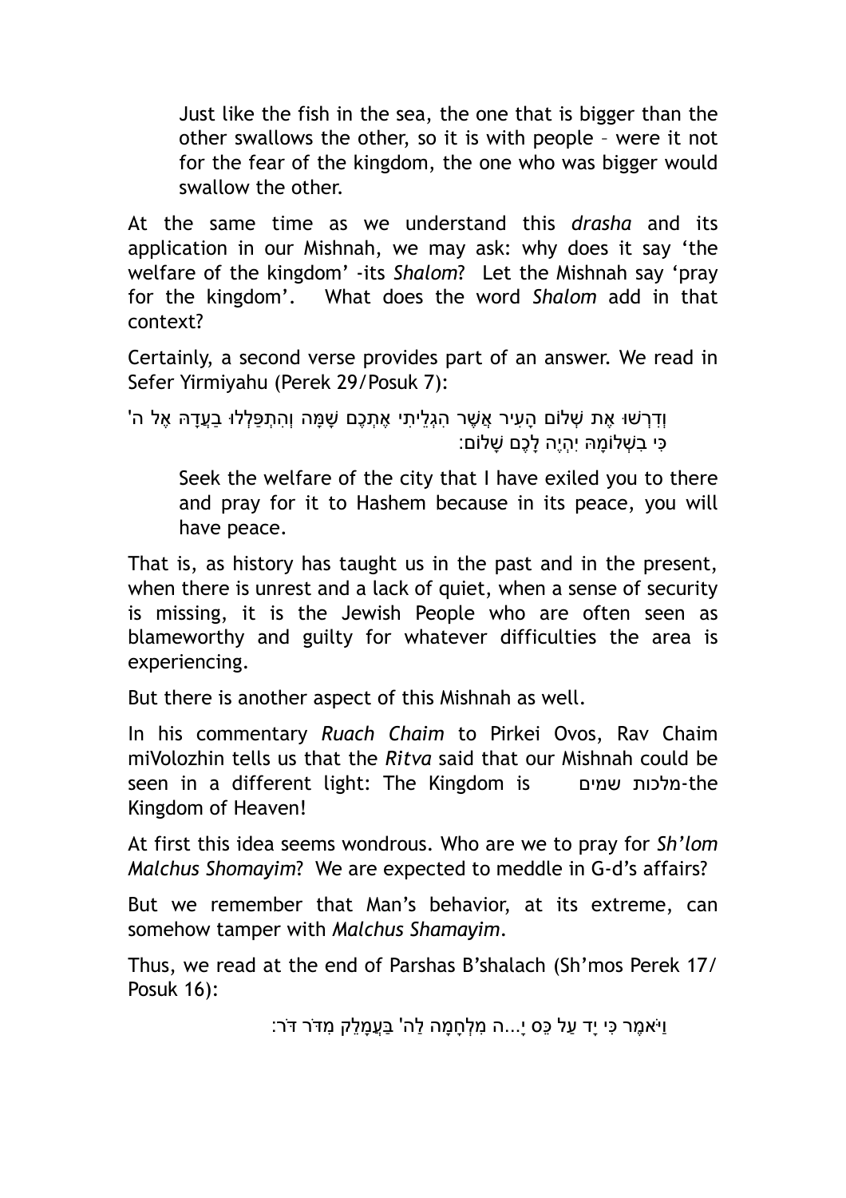> Just like the fish in the sea, the one that is bigger than the other swallows the other, so it is with people – were it not for the fear of the kingdom, the one who was bigger would swallow the other.

At the same time as we understand this *drasha* and its application in our Mishnah, we may ask: why does it say 'the welfare of the kingdom' -its *Shalom*? Let the Mishnah say 'pray for the kingdom'. What does the word *Shalom* add in that context?

Certainly, a second verse provides part of an answer. We read in Sefer Yirmiyahu (Perek 29/Posuk 7):

> וְדִרְשׁוּ אֶת שְׁלוֹם הָעִיר אֲשֶׁר הִגְלֵיתִי אֶתְכֶם שָׁמָּה וְהִתְפַּלְלוּ בַעֲדָהּ אֶל ה' כִּי בִשְׁלוֹמָהּ יִהְיֶה לָכֶם שָׁלוֹם:

> Seek the welfare of the city that I have exiled you to there and pray for it to Hashem because in its peace, you will have peace.

That is, as history has taught us in the past and in the present, when there is unrest and a lack of quiet, when a sense of security is missing, it is the Jewish People who are often seen as blameworthy and guilty for whatever difficulties the area is experiencing.

But there is another aspect of this Mishnah as well.

In his commentary *Ruach Chaim* to Pirkei Ovos, Rav Chaim miVolozhin tells us that the *Ritva* said that our Mishnah could be seen in a different light: The Kingdom is מלכות שמים-the Kingdom of Heaven!

At first this idea seems wondrous. Who are we to pray for *Sh'lom Malchus Shomayim*? We are expected to meddle in G-d's affairs?

But we remember that Man's behavior, at its extreme, can somehow tamper with *Malchus Shamayim*.

Thus, we read at the end of Parshas B'shalach (Sh'mos Perek 17/ Posuk 16):

> וַיֹּאמֶר כִּי יָד עַל כֵּס יָ...ה מִלְחָמָה לַה' בַּעֲמָלֵק מִדֹּר דֹּר: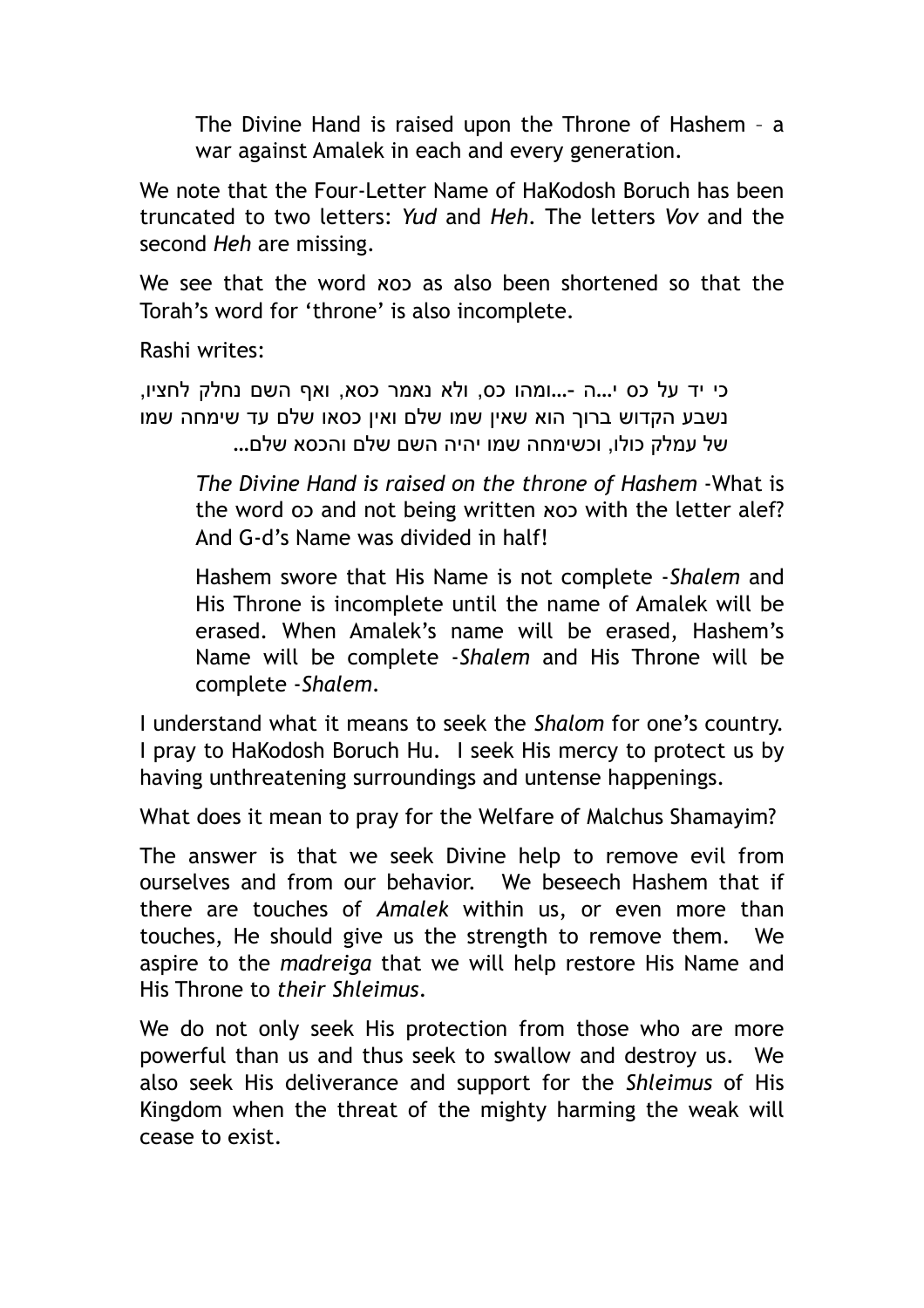> The Divine Hand is raised upon the Throne of Hashem – a war against Amalek in each and every generation.

We note that the Four-Letter Name of HaKodosh Boruch has been truncated to two letters: *Yud* and *Heh*. The letters *Vov* and the second *Heh* are missing.

We see that the word כסא as also been shortened so that the Torah's word for 'throne' is also incomplete.

Rashi writes:

> כי יד על כס י...ה -...ומהו כס, ולא נאמר כסא, ואף השם נחלק לחציו, נשבע הקדוש ברוך הוא שאין שמו שלם ואין כסאו שלם עד שימחה שמו של עמלק כולו, וכשימחה שמו יהיה השם שלם והכסא שלם...
>
> *The Divine Hand is raised on the throne of Hashem* -What is the word כס and not being written כסא with the letter alef? And G-d's Name was divided in half!
>
> Hashem swore that His Name is not complete -*Shalem* and His Throne is incomplete until the name of Amalek will be erased. When Amalek's name will be erased, Hashem's Name will be complete -*Shalem* and His Throne will be complete -*Shalem*.

I understand what it means to seek the *Shalom* for one's country. I pray to HaKodosh Boruch Hu. I seek His mercy to protect us by having unthreatening surroundings and untense happenings.

What does it mean to pray for the Welfare of Malchus Shamayim?

The answer is that we seek Divine help to remove evil from ourselves and from our behavior. We beseech Hashem that if there are touches of *Amalek* within us, or even more than touches, He should give us the strength to remove them. We aspire to the *madreiga* that we will help restore His Name and His Throne to *their Shleimus*.

We do not only seek His protection from those who are more powerful than us and thus seek to swallow and destroy us. We also seek His deliverance and support for the *Shleimus* of His Kingdom when the threat of the mighty harming the weak will cease to exist.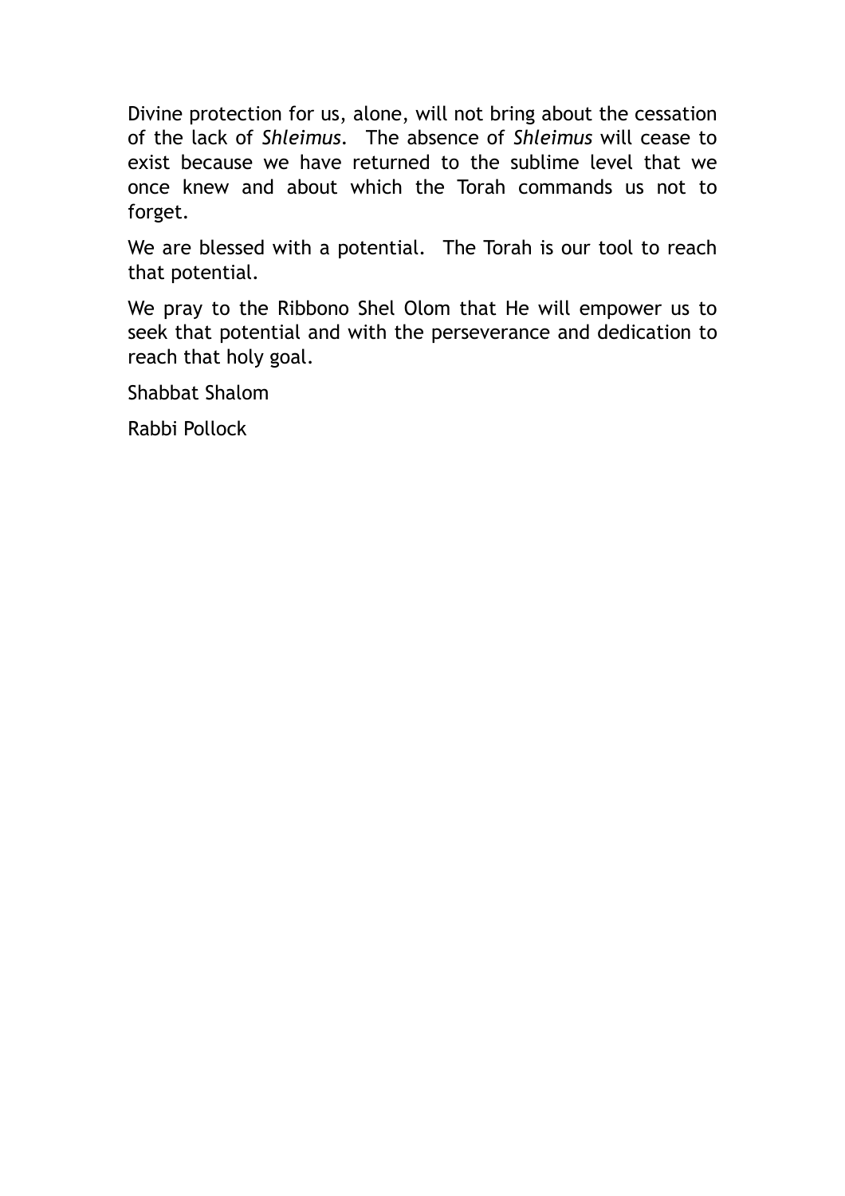Divine protection for us, alone, will not bring about the cessation of the lack of *Shleimus*. The absence of *Shleimus* will cease to exist because we have returned to the sublime level that we once knew and about which the Torah commands us not to forget.

We are blessed with a potential. The Torah is our tool to reach that potential.

We pray to the Ribbono Shel Olom that He will empower us to seek that potential and with the perseverance and dedication to reach that holy goal.

Shabbat Shalom

Rabbi Pollock